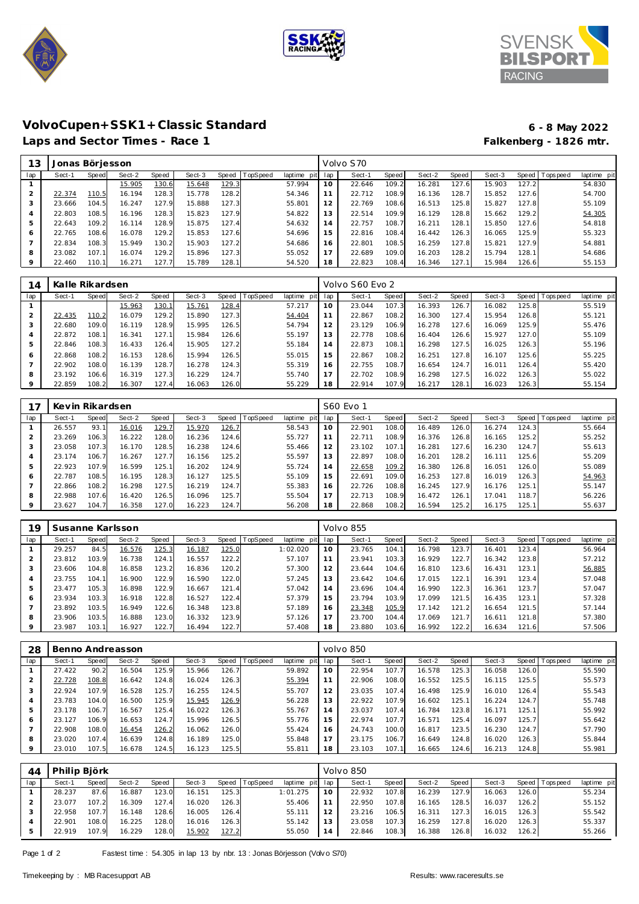# VolvoCupen+SSK1+Classic Standard

**6 - 8 May 2022**

## Laps and Sector Times - Race 1

**Falkenberg - 1826 mtr.**

| 13 | Jonas Börjesson | | | | | | | | Volvo S70 | | | | | | | | |
|---|---|---|---|---|---|---|---|---|---|---|---|---|---|---|---|---|---|
| lap | Sect-1 | Speed | Sect-2 | Speed | Sect-3 | Speed | TopSpeed | laptime pit | lap | Sect-1 | Speed | Sect-2 | Speed | Sect-3 | Speed | Topspeed | laptime pit |
| 1 | | | 15.905 | 130.6 | 15.648 | 129.3 | | 57.994 | 10 | 22.646 | 109.2 | 16.281 | 127.6 | 15.903 | 127.2 | | 54.830 |
| 2 | 22.374 | 110.5 | 16.194 | 128.3 | 15.778 | 128.2 | | 54.346 | 11 | 22.712 | 108.9 | 16.136 | 128.7 | 15.852 | 127.6 | | 54.700 |
| 3 | 23.666 | 104.5 | 16.247 | 127.9 | 15.888 | 127.3 | | 55.801 | 12 | 22.769 | 108.6 | 16.513 | 125.8 | 15.827 | 127.8 | | 55.109 |
| 4 | 22.803 | 108.5 | 16.196 | 128.3 | 15.823 | 127.9 | | 54.822 | 13 | 22.514 | 109.9 | 16.129 | 128.8 | 15.662 | 129.2 | | 54.305 |
| 5 | 22.643 | 109.2 | 16.114 | 128.9 | 15.875 | 127.4 | | 54.632 | 14 | 22.757 | 108.7 | 16.211 | 128.1 | 15.850 | 127.6 | | 54.818 |
| 6 | 22.765 | 108.6 | 16.078 | 129.2 | 15.853 | 127.6 | | 54.696 | 15 | 22.816 | 108.4 | 16.442 | 126.3 | 16.065 | 125.9 | | 55.323 |
| 7 | 22.834 | 108.3 | 15.949 | 130.2 | 15.903 | 127.2 | | 54.686 | 16 | 22.801 | 108.5 | 16.259 | 127.8 | 15.821 | 127.9 | | 54.881 |
| 8 | 23.082 | 107.1 | 16.074 | 129.2 | 15.896 | 127.3 | | 55.052 | 17 | 22.689 | 109.0 | 16.203 | 128.2 | 15.794 | 128.1 | | 54.686 |
| 9 | 22.460 | 110.1 | 16.271 | 127.7 | 15.789 | 128.1 | | 54.520 | 18 | 22.823 | 108.4 | 16.346 | 127.1 | 15.984 | 126.6 | | 55.153 |

| 14 | Kalle Rikardsen | | | | | | | | Volvo S60 Evo 2 | | | | | | | | |
|---|---|---|---|---|---|---|---|---|---|---|---|---|---|---|---|---|---|
| lap | Sect-1 | Speed | Sect-2 | Speed | Sect-3 | Speed | TopSpeed | laptime pit | lap | Sect-1 | Speed | Sect-2 | Speed | Sect-3 | Speed | Topspeed | laptime pit |
| 1 | | | 15.963 | 130.1 | 15.761 | 128.4 | | 57.217 | 10 | 23.044 | 107.3 | 16.393 | 126.7 | 16.082 | 125.8 | | 55.519 |
| 2 | 22.435 | 110.2 | 16.079 | 129.2 | 15.890 | 127.3 | | 54.404 | 11 | 22.867 | 108.2 | 16.300 | 127.4 | 15.954 | 126.8 | | 55.121 |
| 3 | 22.680 | 109.0 | 16.119 | 128.9 | 15.995 | 126.5 | | 54.794 | 12 | 23.129 | 106.9 | 16.278 | 127.6 | 16.069 | 125.9 | | 55.476 |
| 4 | 22.872 | 108.1 | 16.341 | 127.1 | 15.984 | 126.6 | | 55.197 | 13 | 22.778 | 108.6 | 16.404 | 126.6 | 15.927 | 127.0 | | 55.109 |
| 5 | 22.846 | 108.3 | 16.433 | 126.4 | 15.905 | 127.2 | | 55.184 | 14 | 22.873 | 108.1 | 16.298 | 127.5 | 16.025 | 126.3 | | 55.196 |
| 6 | 22.868 | 108.2 | 16.153 | 128.6 | 15.994 | 126.5 | | 55.015 | 15 | 22.867 | 108.2 | 16.251 | 127.8 | 16.107 | 125.6 | | 55.225 |
| 7 | 22.902 | 108.0 | 16.139 | 128.7 | 16.278 | 124.3 | | 55.319 | 16 | 22.755 | 108.7 | 16.654 | 124.7 | 16.011 | 126.4 | | 55.420 |
| 8 | 23.192 | 106.6 | 16.319 | 127.3 | 16.229 | 124.7 | | 55.740 | 17 | 22.702 | 108.9 | 16.298 | 127.5 | 16.022 | 126.3 | | 55.022 |
| 9 | 22.859 | 108.2 | 16.307 | 127.4 | 16.063 | 126.0 | | 55.229 | 18 | 22.914 | 107.9 | 16.217 | 128.1 | 16.023 | 126.3 | | 55.154 |

| 17 | Kevin Rikardsen | | | | | | | | S60 Evo 1 | | | | | | | | |
|---|---|---|---|---|---|---|---|---|---|---|---|---|---|---|---|---|---|
| lap | Sect-1 | Speed | Sect-2 | Speed | Sect-3 | Speed | TopSpeed | laptime pit | lap | Sect-1 | Speed | Sect-2 | Speed | Sect-3 | Speed | Topspeed | laptime pit |
| 1 | 26.557 | 93.1 | 16.016 | 129.7 | 15.970 | 126.7 | | 58.543 | 10 | 22.901 | 108.0 | 16.489 | 126.0 | 16.274 | 124.3 | | 55.664 |
| 2 | 23.269 | 106.3 | 16.222 | 128.0 | 16.236 | 124.6 | | 55.727 | 11 | 22.711 | 108.9 | 16.376 | 126.8 | 16.165 | 125.2 | | 55.252 |
| 3 | 23.058 | 107.3 | 16.170 | 128.5 | 16.238 | 124.6 | | 55.466 | 12 | 23.102 | 107.1 | 16.281 | 127.6 | 16.230 | 124.7 | | 55.613 |
| 4 | 23.174 | 106.7 | 16.267 | 127.7 | 16.156 | 125.2 | | 55.597 | 13 | 22.897 | 108.0 | 16.201 | 128.2 | 16.111 | 125.6 | | 55.209 |
| 5 | 22.923 | 107.9 | 16.599 | 125.1 | 16.202 | 124.9 | | 55.724 | 14 | 22.658 | 109.2 | 16.380 | 126.8 | 16.051 | 126.0 | | 55.089 |
| 6 | 22.787 | 108.5 | 16.195 | 128.3 | 16.127 | 125.5 | | 55.109 | 15 | 22.691 | 109.0 | 16.253 | 127.8 | 16.019 | 126.3 | | 54.963 |
| 7 | 22.866 | 108.2 | 16.298 | 127.5 | 16.219 | 124.7 | | 55.383 | 16 | 22.726 | 108.8 | 16.245 | 127.9 | 16.176 | 125.1 | | 55.147 |
| 8 | 22.988 | 107.6 | 16.420 | 126.5 | 16.096 | 125.7 | | 55.504 | 17 | 22.713 | 108.9 | 16.472 | 126.1 | 17.041 | 118.7 | | 56.226 |
| 9 | 23.627 | 104.7 | 16.358 | 127.0 | 16.223 | 124.7 | | 56.208 | 18 | 22.868 | 108.2 | 16.594 | 125.2 | 16.175 | 125.1 | | 55.637 |

| 19 | Susanne Karlsson | | | | | | | | Volvo 855 | | | | | | | | |
|---|---|---|---|---|---|---|---|---|---|---|---|---|---|---|---|---|---|
| lap | Sect-1 | Speed | Sect-2 | Speed | Sect-3 | Speed | TopSpeed | laptime pit | lap | Sect-1 | Speed | Sect-2 | Speed | Sect-3 | Speed | Topspeed | laptime pit |
| 1 | 29.257 | 84.5 | 16.576 | 125.3 | 16.187 | 125.0 | | 1:02.020 | 10 | 23.765 | 104.1 | 16.798 | 123.7 | 16.401 | 123.4 | | 56.964 |
| 2 | 23.812 | 103.9 | 16.738 | 124.1 | 16.557 | 122.2 | | 57.107 | 11 | 23.941 | 103.3 | 16.929 | 122.7 | 16.342 | 123.8 | | 57.212 |
| 3 | 23.606 | 104.8 | 16.858 | 123.2 | 16.836 | 120.2 | | 57.300 | 12 | 23.644 | 104.6 | 16.810 | 123.6 | 16.431 | 123.1 | | 56.885 |
| 4 | 23.755 | 104.1 | 16.900 | 122.9 | 16.590 | 122.0 | | 57.245 | 13 | 23.642 | 104.6 | 17.015 | 122.1 | 16.391 | 123.4 | | 57.048 |
| 5 | 23.477 | 105.3 | 16.898 | 122.9 | 16.667 | 121.4 | | 57.042 | 14 | 23.696 | 104.4 | 16.990 | 122.3 | 16.361 | 123.7 | | 57.047 |
| 6 | 23.934 | 103.3 | 16.918 | 122.8 | 16.527 | 122.4 | | 57.379 | 15 | 23.794 | 103.9 | 17.099 | 121.5 | 16.435 | 123.1 | | 57.328 |
| 7 | 23.892 | 103.5 | 16.949 | 122.6 | 16.348 | 123.8 | | 57.189 | 16 | 23.348 | 105.9 | 17.142 | 121.2 | 16.654 | 121.5 | | 57.144 |
| 8 | 23.906 | 103.5 | 16.888 | 123.0 | 16.332 | 123.9 | | 57.126 | 17 | 23.700 | 104.4 | 17.069 | 121.7 | 16.611 | 121.8 | | 57.380 |
| 9 | 23.987 | 103.1 | 16.927 | 122.7 | 16.494 | 122.7 | | 57.408 | 18 | 23.880 | 103.6 | 16.992 | 122.2 | 16.634 | 121.6 | | 57.506 |

| 28 | Benno Andreasson | | | | | | | | volvo 850 | | | | | | | | |
|---|---|---|---|---|---|---|---|---|---|---|---|---|---|---|---|---|---|
| lap | Sect-1 | Speed | Sect-2 | Speed | Sect-3 | Speed | TopSpeed | laptime pit | lap | Sect-1 | Speed | Sect-2 | Speed | Sect-3 | Speed | Topspeed | laptime pit |
| 1 | 27.422 | 90.2 | 16.504 | 125.9 | 15.966 | 126.7 | | 59.892 | 10 | 22.954 | 107.7 | 16.578 | 125.3 | 16.058 | 126.0 | | 55.590 |
| 2 | 22.728 | 108.8 | 16.642 | 124.8 | 16.024 | 126.3 | | 55.394 | 11 | 22.906 | 108.0 | 16.552 | 125.5 | 16.115 | 125.5 | | 55.573 |
| 3 | 22.924 | 107.9 | 16.528 | 125.7 | 16.255 | 124.5 | | 55.707 | 12 | 23.035 | 107.4 | 16.498 | 125.9 | 16.010 | 126.4 | | 55.543 |
| 4 | 23.783 | 104.0 | 16.500 | 125.9 | 15.945 | 126.9 | | 56.228 | 13 | 22.922 | 107.9 | 16.602 | 125.1 | 16.224 | 124.7 | | 55.748 |
| 5 | 23.178 | 106.7 | 16.567 | 125.4 | 16.022 | 126.3 | | 55.767 | 14 | 23.037 | 107.4 | 16.784 | 123.8 | 16.171 | 125.1 | | 55.992 |
| 6 | 23.127 | 106.9 | 16.653 | 124.7 | 15.996 | 126.5 | | 55.776 | 15 | 22.974 | 107.7 | 16.571 | 125.4 | 16.097 | 125.7 | | 55.642 |
| 7 | 22.908 | 108.0 | 16.454 | 126.2 | 16.062 | 126.0 | | 55.424 | 16 | 24.743 | 100.0 | 16.817 | 123.5 | 16.230 | 124.7 | | 57.790 |
| 8 | 23.020 | 107.4 | 16.639 | 124.8 | 16.189 | 125.0 | | 55.848 | 17 | 23.175 | 106.7 | 16.649 | 124.8 | 16.020 | 126.3 | | 55.844 |
| 9 | 23.010 | 107.5 | 16.678 | 124.5 | 16.123 | 125.5 | | 55.811 | 18 | 23.103 | 107.1 | 16.665 | 124.6 | 16.213 | 124.8 | | 55.981 |

| 44 | Philip Björk | | | | | | | | Volvo 850 | | | | | | | | |
|---|---|---|---|---|---|---|---|---|---|---|---|---|---|---|---|---|---|
| lap | Sect-1 | Speed | Sect-2 | Speed | Sect-3 | Speed | TopSpeed | laptime pit | lap | Sect-1 | Speed | Sect-2 | Speed | Sect-3 | Speed | Topspeed | laptime pit |
| 1 | 28.237 | 87.6 | 16.887 | 123.0 | 16.151 | 125.3 | | 1:01.275 | 10 | 22.932 | 107.8 | 16.239 | 127.9 | 16.063 | 126.0 | | 55.234 |
| 2 | 23.077 | 107.2 | 16.309 | 127.4 | 16.020 | 126.3 | | 55.406 | 11 | 22.950 | 107.8 | 16.165 | 128.5 | 16.037 | 126.2 | | 55.152 |
| 3 | 22.958 | 107.7 | 16.148 | 128.6 | 16.005 | 126.4 | | 55.111 | 12 | 23.216 | 106.5 | 16.311 | 127.3 | 16.015 | 126.3 | | 55.542 |
| 4 | 22.901 | 108.0 | 16.225 | 128.0 | 16.016 | 126.3 | | 55.142 | 13 | 23.058 | 107.3 | 16.259 | 127.8 | 16.020 | 126.3 | | 55.337 |
| 5 | 22.919 | 107.9 | 16.229 | 128.0 | 15.902 | 127.2 | | 55.050 | 14 | 22.846 | 108.3 | 16.388 | 126.8 | 16.032 | 126.2 | | 55.266 |

Fastest time : 54.305 in lap 13 by nbr. 13 : Jonas Börjesson (Volvo S70)

Timekeeping by : MB Racesupport AB

Results: www.raceresults.se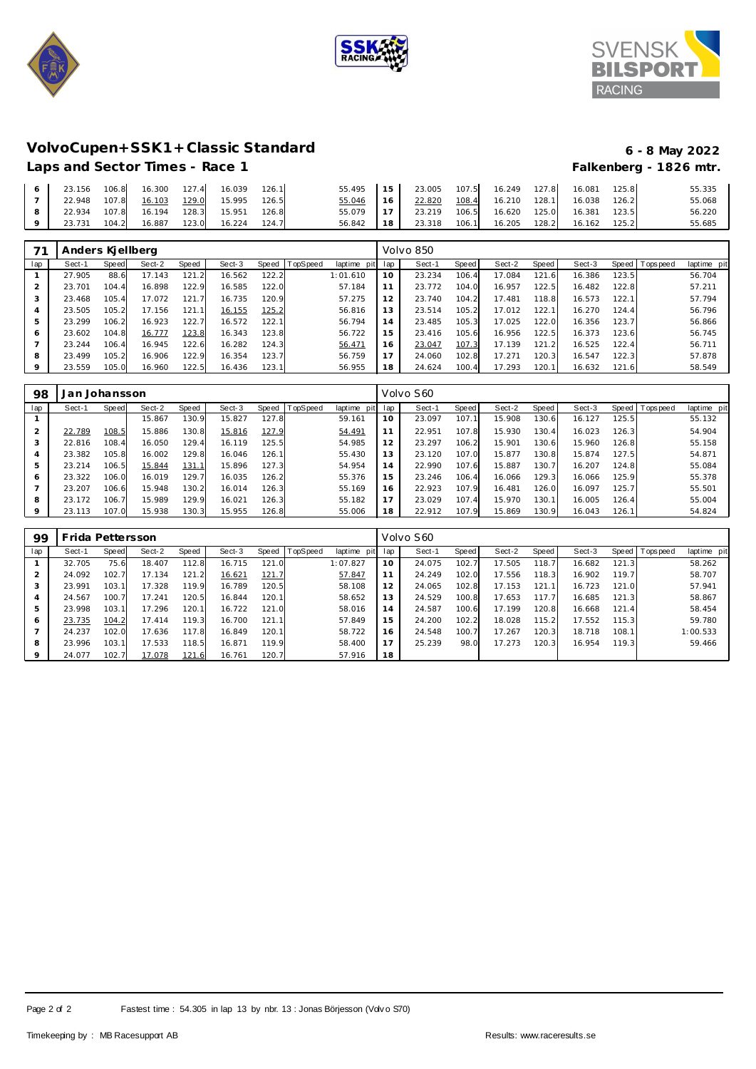# VolvoCupen+SSK1+Classic Standard

**6 - 8 May 2022**

## Laps and Sector Times - Race 1

**Falkenberg - 1826 mtr.**

| | | | | | | | | | | | | | | | | | | | |
|---|---|---|---|---|---|---|---|---|---|---|---|---|---|---|---|---|---|---|---|
| 6 | 23.156 | 106.8 | 16.300 | 127.4 | 16.039 | 126.1 | | 55.495 | 15 | 23.005 | 107.5 | 16.249 | 127.8 | 16.081 | 125.8 | | 55.335 |
| 7 | 22.948 | 107.8 | 16.103 | 129.0 | 15.995 | 126.5 | | 55.046 | 16 | 22.820 | 108.4 | 16.210 | 128.1 | 16.038 | 126.2 | | 55.068 |
| 8 | 22.934 | 107.8 | 16.194 | 128.3 | 15.951 | 126.8 | | 55.079 | 17 | 23.219 | 106.5 | 16.620 | 125.0 | 16.381 | 123.5 | | 56.220 |
| 9 | 23.731 | 104.2 | 16.887 | 123.0 | 16.224 | 124.7 | | 56.842 | 18 | 23.318 | 106.1 | 16.205 | 128.2 | 16.162 | 125.2 | | 55.685 |

| 71 | Anders Kjellberg | | | | | | | | Volvo 850 | | | | | | | | |
|---|---|---|---|---|---|---|---|---|---|---|---|---|---|---|---|---|---|
| lap | Sect-1 | Speed | Sect-2 | Speed | Sect-3 | Speed | TopSpeed | laptime pit | lap | Sect-1 | Speed | Sect-2 | Speed | Sect-3 | Speed | Topspeed | laptime pit |
| 1 | 27.905 | 88.6 | 17.143 | 121.2 | 16.562 | 122.2 | | 1:01.610 | 10 | 23.234 | 106.4 | 17.084 | 121.6 | 16.386 | 123.5 | | 56.704 |
| 2 | 23.701 | 104.4 | 16.898 | 122.9 | 16.585 | 122.0 | | 57.184 | 11 | 23.772 | 104.0 | 16.957 | 122.5 | 16.482 | 122.8 | | 57.211 |
| 3 | 23.468 | 105.4 | 17.072 | 121.7 | 16.735 | 120.9 | | 57.275 | 12 | 23.740 | 104.2 | 17.481 | 118.8 | 16.573 | 122.1 | | 57.794 |
| 4 | 23.505 | 105.2 | 17.156 | 121.1 | 16.155 | 125.2 | | 56.816 | 13 | 23.514 | 105.2 | 17.012 | 122.1 | 16.270 | 124.4 | | 56.796 |
| 5 | 23.299 | 106.2 | 16.923 | 122.7 | 16.572 | 122.1 | | 56.794 | 14 | 23.485 | 105.3 | 17.025 | 122.0 | 16.356 | 123.7 | | 56.866 |
| 6 | 23.602 | 104.8 | 16.777 | 123.8 | 16.343 | 123.8 | | 56.722 | 15 | 23.416 | 105.6 | 16.956 | 122.5 | 16.373 | 123.6 | | 56.745 |
| 7 | 23.244 | 106.4 | 16.945 | 122.6 | 16.282 | 124.3 | | 56.471 | 16 | 23.047 | 107.3 | 17.139 | 121.2 | 16.525 | 122.4 | | 56.711 |
| 8 | 23.499 | 105.2 | 16.906 | 122.9 | 16.354 | 123.7 | | 56.759 | 17 | 24.060 | 102.8 | 17.271 | 120.3 | 16.547 | 122.3 | | 57.878 |
| 9 | 23.559 | 105.0 | 16.960 | 122.5 | 16.436 | 123.1 | | 56.955 | 18 | 24.624 | 100.4 | 17.293 | 120.1 | 16.632 | 121.6 | | 58.549 |

| 98 | Jan Johansson | | | | | | | | Volvo S60 | | | | | | | | |
|---|---|---|---|---|---|---|---|---|---|---|---|---|---|---|---|---|---|
| lap | Sect-1 | Speed | Sect-2 | Speed | Sect-3 | Speed | TopSpeed | laptime pit | lap | Sect-1 | Speed | Sect-2 | Speed | Sect-3 | Speed | Topspeed | laptime pit |
| 1 | | | 15.867 | 130.9 | 15.827 | 127.8 | | 59.161 | 10 | 23.097 | 107.1 | 15.908 | 130.6 | 16.127 | 125.5 | | 55.132 |
| 2 | 22.789 | 108.5 | 15.886 | 130.8 | 15.816 | 127.9 | | 54.491 | 11 | 22.951 | 107.8 | 15.930 | 130.4 | 16.023 | 126.3 | | 54.904 |
| 3 | 22.816 | 108.4 | 16.050 | 129.4 | 16.119 | 125.5 | | 54.985 | 12 | 23.297 | 106.2 | 15.901 | 130.6 | 15.960 | 126.8 | | 55.158 |
| 4 | 23.382 | 105.8 | 16.002 | 129.8 | 16.046 | 126.1 | | 55.430 | 13 | 23.120 | 107.0 | 15.877 | 130.8 | 15.874 | 127.5 | | 54.871 |
| 5 | 23.214 | 106.5 | 15.844 | 131.1 | 15.896 | 127.3 | | 54.954 | 14 | 22.990 | 107.6 | 15.887 | 130.7 | 16.207 | 124.8 | | 55.084 |
| 6 | 23.322 | 106.0 | 16.019 | 129.7 | 16.035 | 126.2 | | 55.376 | 15 | 23.246 | 106.4 | 16.066 | 129.3 | 16.066 | 125.9 | | 55.378 |
| 7 | 23.207 | 106.6 | 15.948 | 130.2 | 16.014 | 126.3 | | 55.169 | 16 | 22.923 | 107.9 | 16.481 | 126.0 | 16.097 | 125.7 | | 55.501 |
| 8 | 23.172 | 106.7 | 15.989 | 129.9 | 16.021 | 126.3 | | 55.182 | 17 | 23.029 | 107.4 | 15.970 | 130.1 | 16.005 | 126.4 | | 55.004 |
| 9 | 23.113 | 107.0 | 15.938 | 130.3 | 15.955 | 126.8 | | 55.006 | 18 | 22.912 | 107.9 | 15.869 | 130.9 | 16.043 | 126.1 | | 54.824 |

| 99 | Frida Pettersson | | | | | | | | Volvo S60 | | | | | | | | |
|---|---|---|---|---|---|---|---|---|---|---|---|---|---|---|---|---|---|
| lap | Sect-1 | Speed | Sect-2 | Speed | Sect-3 | Speed | TopSpeed | laptime pit | lap | Sect-1 | Speed | Sect-2 | Speed | Sect-3 | Speed | Topspeed | laptime pit |
| 1 | 32.705 | 75.6 | 18.407 | 112.8 | 16.715 | 121.0 | | 1:07.827 | 10 | 24.075 | 102.7 | 17.505 | 118.7 | 16.682 | 121.3 | | 58.262 |
| 2 | 24.092 | 102.7 | 17.134 | 121.2 | 16.621 | 121.7 | | 57.847 | 11 | 24.249 | 102.0 | 17.556 | 118.3 | 16.902 | 119.7 | | 58.707 |
| 3 | 23.991 | 103.1 | 17.328 | 119.9 | 16.789 | 120.5 | | 58.108 | 12 | 24.065 | 102.8 | 17.153 | 121.1 | 16.723 | 121.0 | | 57.941 |
| 4 | 24.567 | 100.7 | 17.241 | 120.5 | 16.844 | 120.1 | | 58.652 | 13 | 24.529 | 100.8 | 17.653 | 117.7 | 16.685 | 121.3 | | 58.867 |
| 5 | 23.998 | 103.1 | 17.296 | 120.1 | 16.722 | 121.0 | | 58.016 | 14 | 24.587 | 100.6 | 17.199 | 120.8 | 16.668 | 121.4 | | 58.454 |
| 6 | 23.735 | 104.2 | 17.414 | 119.3 | 16.700 | 121.1 | | 57.849 | 15 | 24.200 | 102.2 | 18.028 | 115.2 | 17.552 | 115.3 | | 59.780 |
| 7 | 24.237 | 102.0 | 17.636 | 117.8 | 16.849 | 120.1 | | 58.722 | 16 | 24.548 | 100.7 | 17.267 | 120.3 | 18.718 | 108.1 | | 1:00.533 |
| 8 | 23.996 | 103.1 | 17.533 | 118.5 | 16.871 | 119.9 | | 58.400 | 17 | 25.239 | 98.0 | 17.273 | 120.3 | 16.954 | 119.3 | | 59.466 |
| 9 | 24.077 | 102.7 | 17.078 | 121.6 | 16.761 | 120.7 | | 57.916 | 18 | | | | | | | | |

Fastest time : 54.305 in lap 13 by nbr. 13 : Jonas Börjesson (Volvo S70)

Timekeeping by : MB Racesupport AB

Results: www.raceresults.se